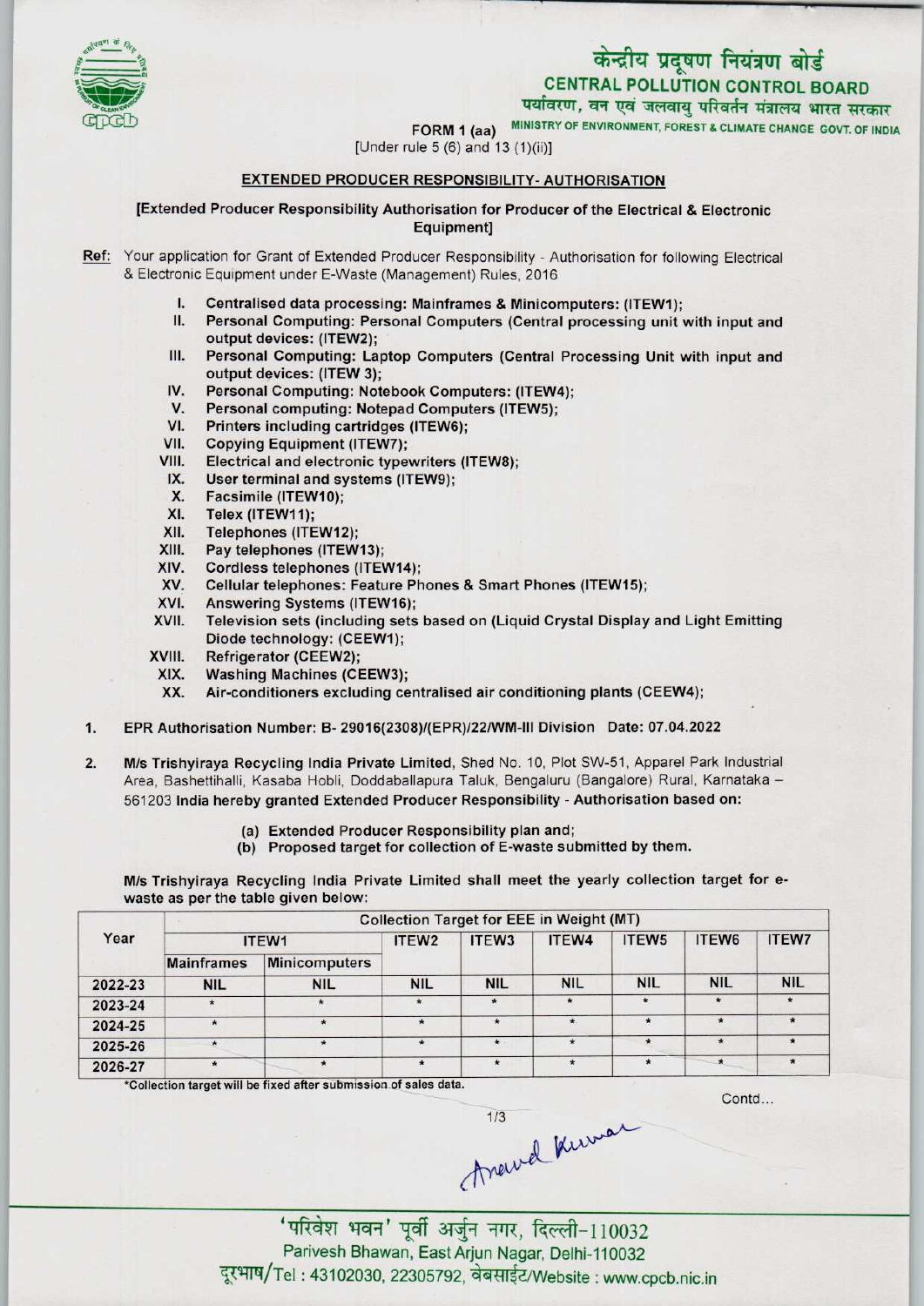केन्द्रीय प्रदूषण नियंत्रण बोर्ड

**CENTRAL POLLUTION CONTROL BOARD**

पर्यावरण, वन एवं जलवायु परिवर्तन मंत्रालय भारत सरकार

MINISTRY OF ENVIRONMENT, FOREST & CLIMATE CHANGE GOVT. OF INDIA

FORM 1 (aa)

[Under rule 5 (6) and 13 (1)(ii)]

## EXTENDED PRODUCER RESPONSIBILITY- AUTHORISATION

**[Extended Producer Responsibility Authorisation for Producer of the Electrical & Electronic Equipment]**

**Ref:** Your application for Grant of Extended Producer Responsibility - Authorisation for following Electrical & Electronic Equipment under E-Waste (Management) Rules, 2016

I. Centralised data processing: Mainframes & Minicomputers: (ITEW1);
II. Personal Computing: Personal Computers (Central processing unit with input and output devices: (ITEW2);
III. Personal Computing: Laptop Computers (Central Processing Unit with input and output devices: (ITEW 3);
IV. Personal Computing: Notebook Computers: (ITEW4);
V. Personal computing: Notepad Computers (ITEW5);
VI. Printers including cartridges (ITEW6);
VII. Copying Equipment (ITEW7);
VIII. Electrical and electronic typewriters (ITEW8);
IX. User terminal and systems (ITEW9);
X. Facsimile (ITEW10);
XI. Telex (ITEW11);
XII. Telephones (ITEW12);
XIII. Pay telephones (ITEW13);
XIV. Cordless telephones (ITEW14);
XV. Cellular telephones: Feature Phones & Smart Phones (ITEW15);
XVI. Answering Systems (ITEW16);
XVII. Television sets (including sets based on (Liquid Crystal Display and Light Emitting Diode technology: (CEEW1);
XVIII. Refrigerator (CEEW2);
XIX. Washing Machines (CEEW3);
XX. Air-conditioners excluding centralised air conditioning plants (CEEW4);

1. EPR Authorisation Number: B- 29016(2308)/(EPR)/22/WM-III Division Date: 07.04.2022

2. M/s Trishyiraya Recycling India Private Limited, Shed No. 10, Plot SW-51, Apparel Park Industrial Area, Bashettihalli, Kasaba Hobli, Doddaballapura Taluk, Bengaluru (Bangalore) Rural, Karnataka – 561203 India hereby granted Extended Producer Responsibility - Authorisation based on:

   (a) Extended Producer Responsibility plan and;
   (b) Proposed target for collection of E-waste submitted by them.

M/s Trishyiraya Recycling India Private Limited shall meet the yearly collection target for e-waste as per the table given below:

| Year | Collection Target for EEE in Weight (MT) | | | | | | | |
|---|---|---|---|---|---|---|---|---|
| | ITEW1 | | ITEW2 | ITEW3 | ITEW4 | ITEW5 | ITEW6 | ITEW7 |
| | Mainframes | Minicomputers | | | | | | |
| 2022-23 | NIL | NIL | NIL | NIL | NIL | NIL | NIL | NIL |
| 2023-24 | * | * | * | * | * | * | * | * |
| 2024-25 | * | * | * | * | * | * | * | * |
| 2025-26 | * | * | * | * | * | * | * | * |
| 2026-27 | * | * | * | * | * | * | * | * |

*Collection target will be fixed after submission of sales data.

Contd...

'परिवेश भवन' पूर्वी अर्जुन नगर, दिल्ली-110032

Parivesh Bhawan, East Arjun Nagar, Delhi-110032

दूरभाष/Tel : 43102030, 22305792, वेबसाईट/Website : www.cpcb.nic.in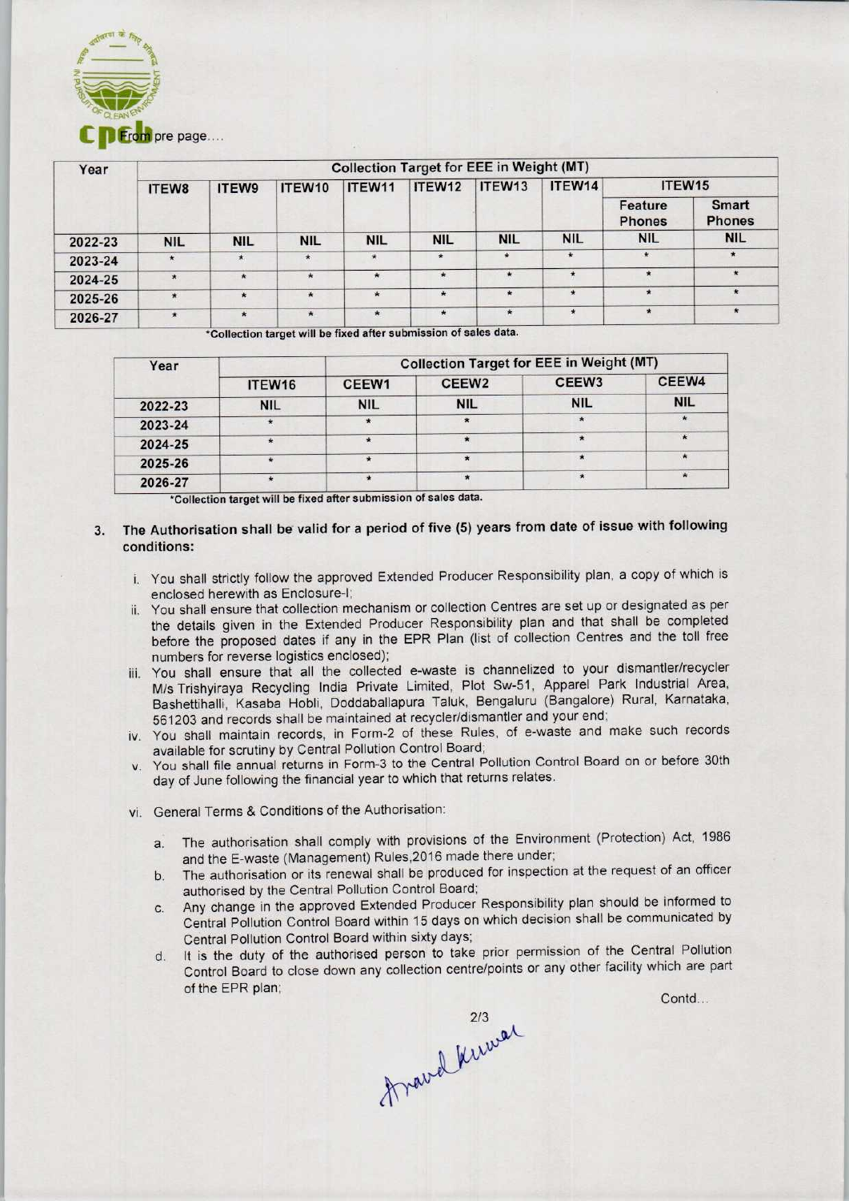From pre page....

| Year | Collection Target for EEE in Weight (MT) | | | | | | | | |
|---|---|---|---|---|---|---|---|---|---|
| | ITEW8 | ITEW9 | ITEW10 | ITEW11 | ITEW12 | ITEW13 | ITEW14 | ITEW15 | |
| | | | | | | | | Feature Phones | Smart Phones |
| 2022-23 | NIL | NIL | NIL | NIL | NIL | NIL | NIL | NIL | NIL |
| 2023-24 | * | * | * | * | * | * | * | * | * |
| 2024-25 | * | * | * | * | * | * | * | * | * |
| 2025-26 | * | * | * | * | * | * | * | * | * |
| 2026-27 | * | * | * | * | * | * | * | * | * |

*Collection target will be fixed after submission of sales data.

| Year | Collection Target for EEE in Weight (MT) | | | | |
|---|---|---|---|---|---|
| | ITEW16 | CEEW1 | CEEW2 | CEEW3 | CEEW4 |
| 2022-23 | NIL | NIL | NIL | NIL | NIL |
| 2023-24 | * | * | * | * | * |
| 2024-25 | * | * | * | * | * |
| 2025-26 | * | * | * | * | * |
| 2026-27 | * | * | * | * | * |

*Collection target will be fixed after submission of sales data.

3. **The Authorisation shall be valid for a period of five (5) years from date of issue with following conditions:**

   i. You shall strictly follow the approved Extended Producer Responsibility plan, a copy of which is enclosed herewith as Enclosure-I;

   ii. You shall ensure that collection mechanism or collection Centres are set up or designated as per the details given in the Extended Producer Responsibility plan and that shall be completed before the proposed dates if any in the EPR Plan (list of collection Centres and the toll free numbers for reverse logistics enclosed);

   iii. You shall ensure that all the collected e-waste is channelized to your dismantler/recycler M/s Trishyiraya Recycling India Private Limited, Plot Sw-51, Apparel Park Industrial Area, Bashettihalli, Kasaba Hobli, Doddaballapura Taluk, Bengaluru (Bangalore) Rural, Karnataka, 561203 and records shall be maintained at recycler/dismantler and your end;

   iv. You shall maintain records, in Form-2 of these Rules, of e-waste and make such records available for scrutiny by Central Pollution Control Board;

   v. You shall file annual returns in Form-3 to the Central Pollution Control Board on or before 30th day of June following the financial year to which that returns relates.

   vi. General Terms & Conditions of the Authorisation:

      a. The authorisation shall comply with provisions of the Environment (Protection) Act, 1986 and the E-waste (Management) Rules,2016 made there under;

      b. The authorisation or its renewal shall be produced for inspection at the request of an officer authorised by the Central Pollution Control Board;

      c. Any change in the approved Extended Producer Responsibility plan should be informed to Central Pollution Control Board within 15 days on which decision shall be communicated by Central Pollution Control Board within sixty days;

      d. It is the duty of the authorised person to take prior permission of the Central Pollution Control Board to close down any collection centre/points or any other facility which are part of the EPR plan;

Contd...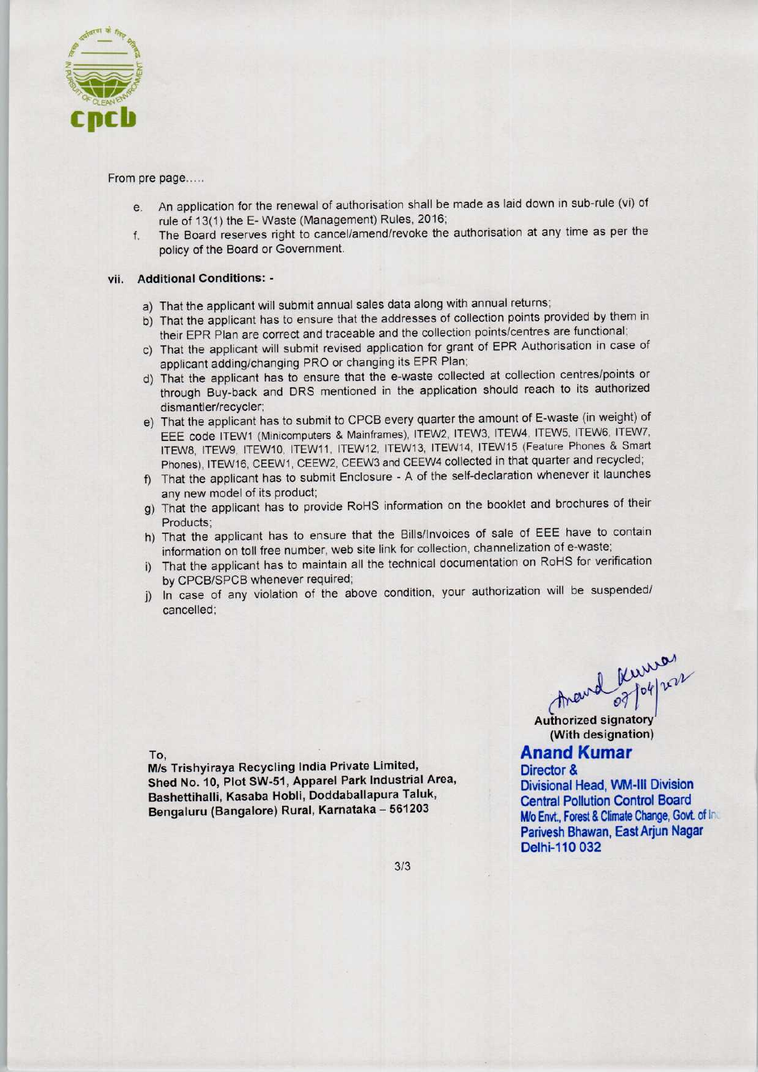From pre page.....

e. An application for the renewal of authorisation shall be made as laid down in sub-rule (vi) of rule of 13(1) the E- Waste (Management) Rules, 2016;
f. The Board reserves right to cancel/amend/revoke the authorisation at any time as per the policy of the Board or Government.

**vii. Additional Conditions: -**

a) That the applicant will submit annual sales data along with annual returns;
b) That the applicant has to ensure that the addresses of collection points provided by them in their EPR Plan are correct and traceable and the collection points/centres are functional;
c) That the applicant will submit revised application for grant of EPR Authorisation in case of applicant adding/changing PRO or changing its EPR Plan;
d) That the applicant has to ensure that the e-waste collected at collection centres/points or through Buy-back and DRS mentioned in the application should reach to its authorized dismantler/recycler;
e) That the applicant has to submit to CPCB every quarter the amount of E-waste (in weight) of EEE code ITEW1 (Minicomputers & Mainframes), ITEW2, ITEW3, ITEW4, ITEW5, ITEW6, ITEW7, ITEW8, ITEW9, ITEW10, ITEW11, ITEW12, ITEW13, ITEW14, ITEW15 (Feature Phones & Smart Phones), ITEW16, CEEW1, CEEW2, CEEW3 and CEEW4 collected in that quarter and recycled;
f) That the applicant has to submit Enclosure - A of the self-declaration whenever it launches any new model of its product;
g) That the applicant has to provide RoHS information on the booklet and brochures of their Products;
h) That the applicant has to ensure that the Bills/Invoices of sale of EEE have to contain information on toll free number, web site link for collection, channelization of e-waste;
i) That the applicant has to maintain all the technical documentation on RoHS for verification by CPCB/SPCB whenever required;
j) In case of any violation of the above condition, your authorization will be suspended/ cancelled;

Anand Kumar 07/04/2022

Authorized signatory
(With designation)

**Anand Kumar**
Director &
Divisional Head, WM-III Division
Central Pollution Control Board
M/o Envt., Forest & Climate Change, Govt. of India
Parivesh Bhawan, East Arjun Nagar
Delhi-110 032

To,
M/s Trishyiraya Recycling India Private Limited,
Shed No. 10, Plot SW-51, Apparel Park Industrial Area,
Bashettihalli, Kasaba Hobli, Doddaballapura Taluk,
Bengaluru (Bangalore) Rural, Karnataka – 561203